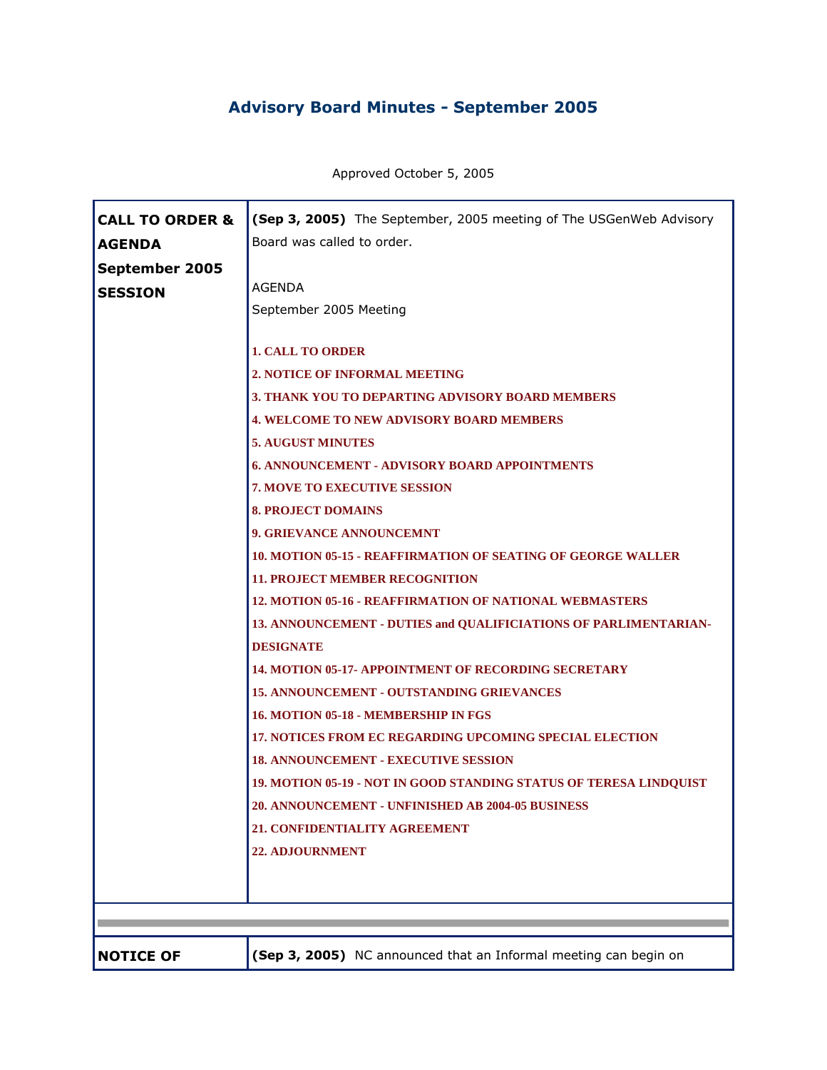# Advisory Board Minutes - September 2005

Approved October 5, 2005

| | |
|---|---|
| **CALL TO ORDER & AGENDA September 2005 SESSION** | **(Sep 3, 2005)** The September, 2005 meeting of The USGenWeb Advisory Board was called to order.<br><br>AGENDA<br>September 2005 Meeting<br><br>**1. CALL TO ORDER**<br>**2. NOTICE OF INFORMAL MEETING**<br>**3. THANK YOU TO DEPARTING ADVISORY BOARD MEMBERS**<br>**4. WELCOME TO NEW ADVISORY BOARD MEMBERS**<br>**5. AUGUST MINUTES**<br>**6. ANNOUNCEMENT - ADVISORY BOARD APPOINTMENTS**<br>**7. MOVE TO EXECUTIVE SESSION**<br>**8. PROJECT DOMAINS**<br>**9. GRIEVANCE ANNOUNCEMNT**<br>**10. MOTION 05-15 - REAFFIRMATION OF SEATING OF GEORGE WALLER**<br>**11. PROJECT MEMBER RECOGNITION**<br>**12. MOTION 05-16 - REAFFIRMATION OF NATIONAL WEBMASTERS**<br>**13. ANNOUNCEMENT - DUTIES and QUALIFICIATIONS OF PARLIMENTARIAN-DESIGNATE**<br>**14. MOTION 05-17- APPOINTMENT OF RECORDING SECRETARY**<br>**15. ANNOUNCEMENT - OUTSTANDING GRIEVANCES**<br>**16. MOTION 05-18 - MEMBERSHIP IN FGS**<br>**17. NOTICES FROM EC REGARDING UPCOMING SPECIAL ELECTION**<br>**18. ANNOUNCEMENT - EXECUTIVE SESSION**<br>**19. MOTION 05-19 - NOT IN GOOD STANDING STATUS OF TERESA LINDQUIST**<br>**20. ANNOUNCEMENT - UNFINISHED AB 2004-05 BUSINESS**<br>**21. CONFIDENTIALITY AGREEMENT**<br>**22. ADJOURNMENT** |
| **NOTICE OF** | **(Sep 3, 2005)** NC announced that an Informal meeting can begin on |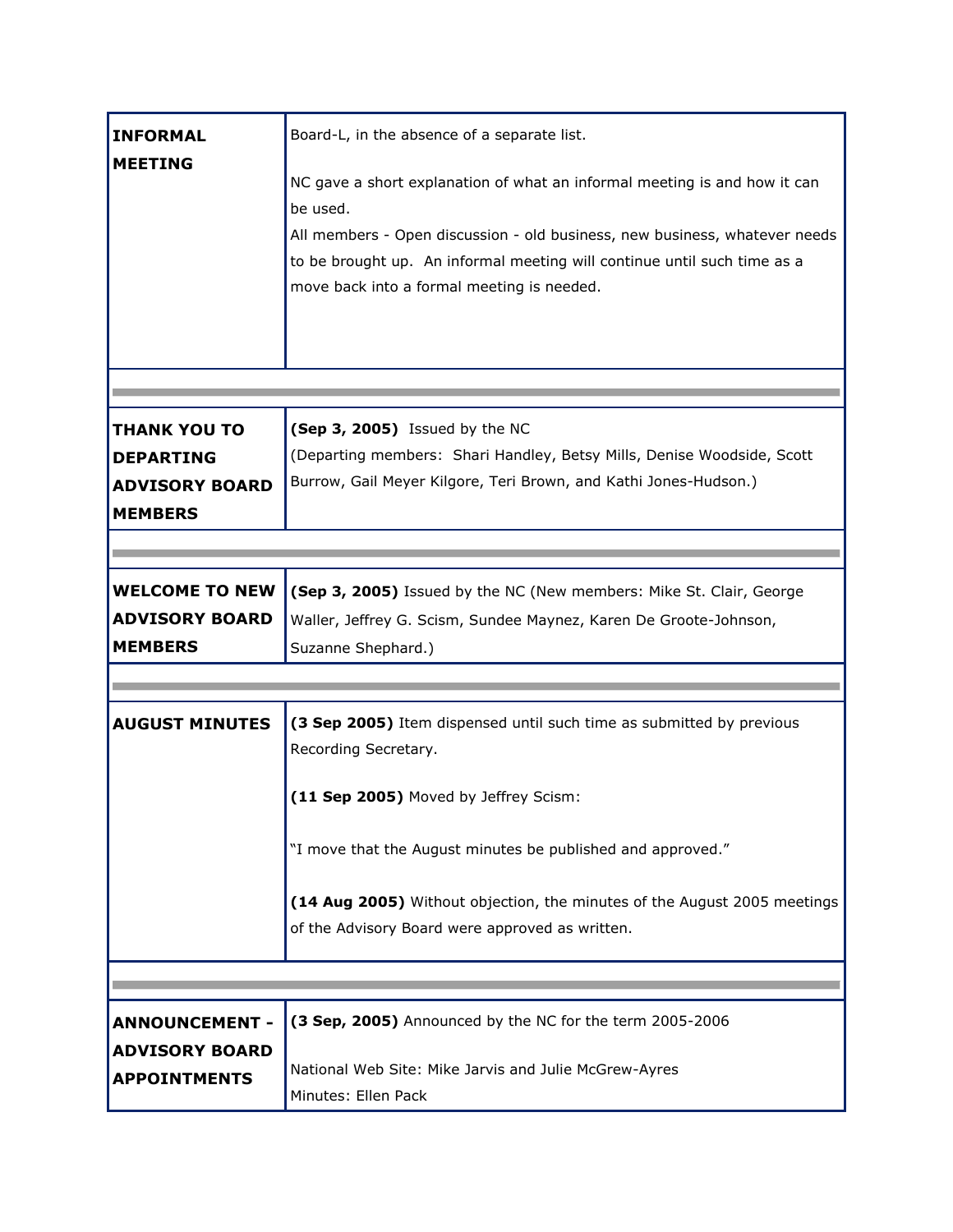| | |
|---|---|
| **INFORMAL MEETING** | Board-L, in the absence of a separate list.<br><br>NC gave a short explanation of what an informal meeting is and how it can be used.<br>All members - Open discussion - old business, new business, whatever needs to be brought up. An informal meeting will continue until such time as a move back into a formal meeting is needed. |
| | |
| **THANK YOU TO DEPARTING ADVISORY BOARD MEMBERS** | **(Sep 3, 2005)** Issued by the NC<br>(Departing members: Shari Handley, Betsy Mills, Denise Woodside, Scott Burrow, Gail Meyer Kilgore, Teri Brown, and Kathi Jones-Hudson.) |
| | |
| **WELCOME TO NEW ADVISORY BOARD MEMBERS** | **(Sep 3, 2005)** Issued by the NC (New members: Mike St. Clair, George Waller, Jeffrey G. Scism, Sundee Maynez, Karen De Groote-Johnson, Suzanne Shephard.) |
| | |
| **AUGUST MINUTES** | **(3 Sep 2005)** Item dispensed until such time as submitted by previous Recording Secretary.<br><br>**(11 Sep 2005)** Moved by Jeffrey Scism:<br><br>"I move that the August minutes be published and approved."<br><br>**(14 Aug 2005)** Without objection, the minutes of the August 2005 meetings of the Advisory Board were approved as written. |
| | |
| **ANNOUNCEMENT - ADVISORY BOARD APPOINTMENTS** | **(3 Sep, 2005)** Announced by the NC for the term 2005-2006<br><br>National Web Site: Mike Jarvis and Julie McGrew-Ayres<br>Minutes: Ellen Pack |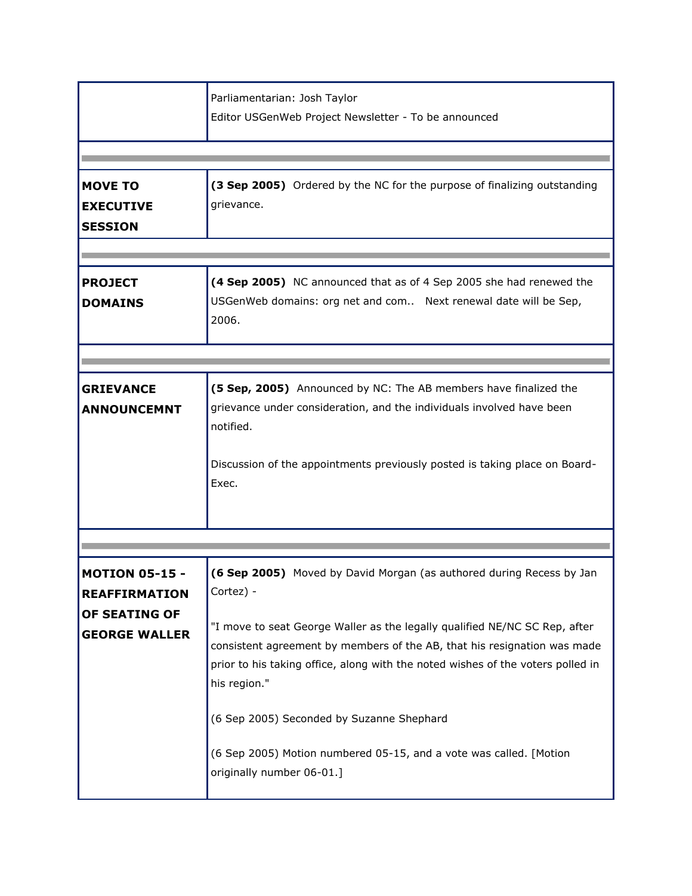| | |
|---|---|
| | Parliamentarian: Josh Taylor<br>Editor USGenWeb Project Newsletter - To be announced |
| | |
| **MOVE TO EXECUTIVE SESSION** | **(3 Sep 2005)** Ordered by the NC for the purpose of finalizing outstanding grievance. |
| | |
| **PROJECT DOMAINS** | **(4 Sep 2005)** NC announced that as of 4 Sep 2005 she had renewed the USGenWeb domains: org net and com.. Next renewal date will be Sep, 2006. |
| | |
| **GRIEVANCE ANNOUNCEMNT** | **(5 Sep, 2005)** Announced by NC: The AB members have finalized the grievance under consideration, and the individuals involved have been notified.<br><br>Discussion of the appointments previously posted is taking place on Board-Exec. |
| | |
| **MOTION 05-15 - REAFFIRMATION OF SEATING OF GEORGE WALLER** | **(6 Sep 2005)** Moved by David Morgan (as authored during Recess by Jan Cortez) -<br><br>"I move to seat George Waller as the legally qualified NE/NC SC Rep, after consistent agreement by members of the AB, that his resignation was made prior to his taking office, along with the noted wishes of the voters polled in his region."<br><br>(6 Sep 2005) Seconded by Suzanne Shephard<br><br>(6 Sep 2005) Motion numbered 05-15, and a vote was called. [Motion originally number 06-01.] |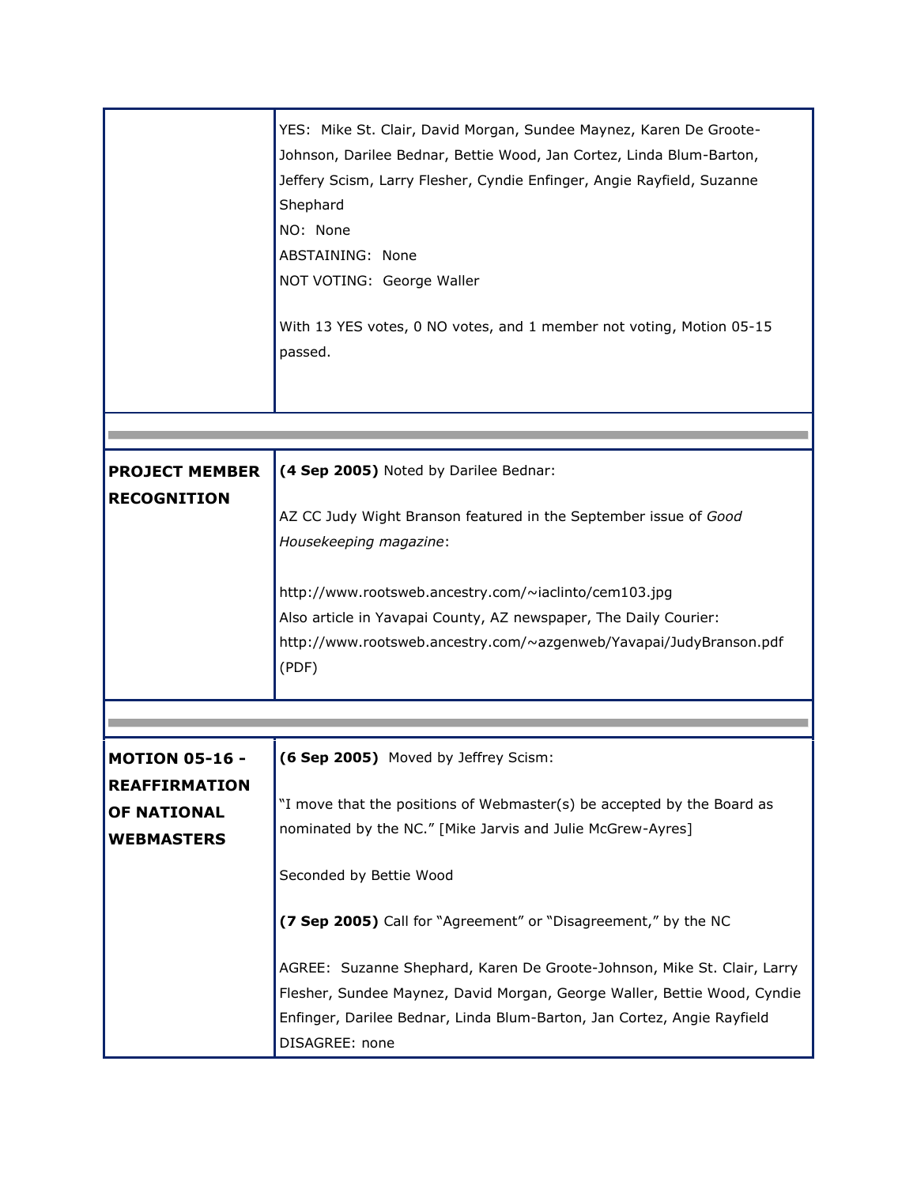| | |
|---|---|
| | YES: Mike St. Clair, David Morgan, Sundee Maynez, Karen De Groote-Johnson, Darilee Bednar, Bettie Wood, Jan Cortez, Linda Blum-Barton, Jeffery Scism, Larry Flesher, Cyndie Enfinger, Angie Rayfield, Suzanne Shephard<br>NO: None<br>ABSTAINING: None<br>NOT VOTING: George Waller<br><br>With 13 YES votes, 0 NO votes, and 1 member not voting, Motion 05-15 passed. |
| **PROJECT MEMBER RECOGNITION** | **(4 Sep 2005)** Noted by Darilee Bednar:<br><br>AZ CC Judy Wight Branson featured in the September issue of *Good Housekeeping magazine*:<br><br>http://www.rootsweb.ancestry.com/~iaclinto/cem103.jpg<br>Also article in Yavapai County, AZ newspaper, The Daily Courier:<br>http://www.rootsweb.ancestry.com/~azgenweb/Yavapai/JudyBranson.pdf (PDF) |
| **MOTION 05-16 - REAFFIRMATION OF NATIONAL WEBMASTERS** | **(6 Sep 2005)** Moved by Jeffrey Scism:<br><br>"I move that the positions of Webmaster(s) be accepted by the Board as nominated by the NC." [Mike Jarvis and Julie McGrew-Ayres]<br><br>Seconded by Bettie Wood<br><br>**(7 Sep 2005)** Call for "Agreement" or "Disagreement," by the NC<br><br>AGREE: Suzanne Shephard, Karen De Groote-Johnson, Mike St. Clair, Larry Flesher, Sundee Maynez, David Morgan, George Waller, Bettie Wood, Cyndie Enfinger, Darilee Bednar, Linda Blum-Barton, Jan Cortez, Angie Rayfield<br>DISAGREE: none |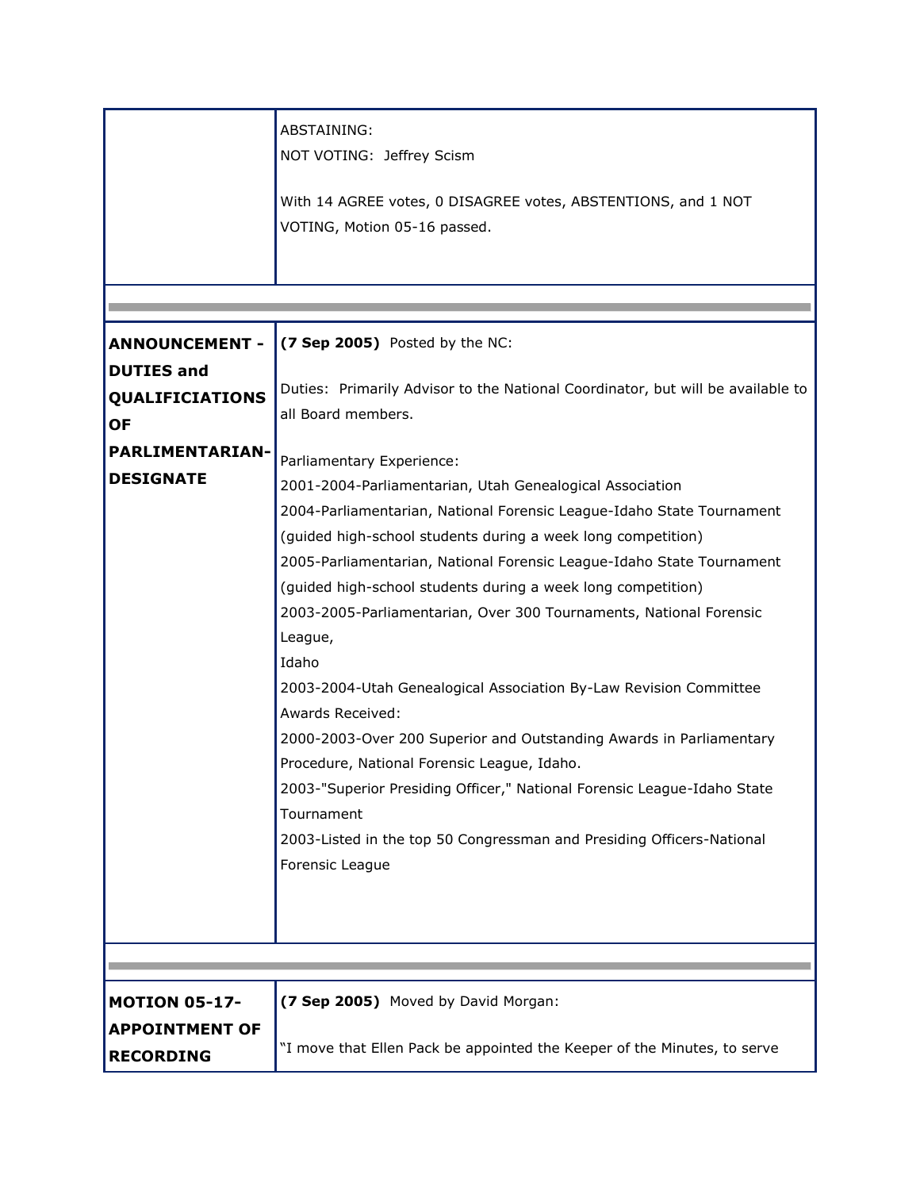| | |
|---|---|
| | ABSTAINING:<br>NOT VOTING: Jeffrey Scism<br><br>With 14 AGREE votes, 0 DISAGREE votes, ABSTENTIONS, and 1 NOT VOTING, Motion 05-16 passed. |
| | |
| **ANNOUNCEMENT - DUTIES and QUALIFICIATIONS OF PARLIMENTARIAN-DESIGNATE** | **(7 Sep 2005)** Posted by the NC:<br><br>Duties: Primarily Advisor to the National Coordinator, but will be available to all Board members.<br><br>Parliamentary Experience:<br>2001-2004-Parliamentarian, Utah Genealogical Association<br>2004-Parliamentarian, National Forensic League-Idaho State Tournament (guided high-school students during a week long competition)<br>2005-Parliamentarian, National Forensic League-Idaho State Tournament (guided high-school students during a week long competition)<br>2003-2005-Parliamentarian, Over 300 Tournaments, National Forensic League,<br>Idaho<br>2003-2004-Utah Genealogical Association By-Law Revision Committee<br>Awards Received:<br>2000-2003-Over 200 Superior and Outstanding Awards in Parliamentary Procedure, National Forensic League, Idaho.<br>2003-"Superior Presiding Officer," National Forensic League-Idaho State Tournament<br>2003-Listed in the top 50 Congressman and Presiding Officers-National Forensic League |
| | |
| **MOTION 05-17- APPOINTMENT OF RECORDING** | **(7 Sep 2005)** Moved by David Morgan:<br><br>"I move that Ellen Pack be appointed the Keeper of the Minutes, to serve |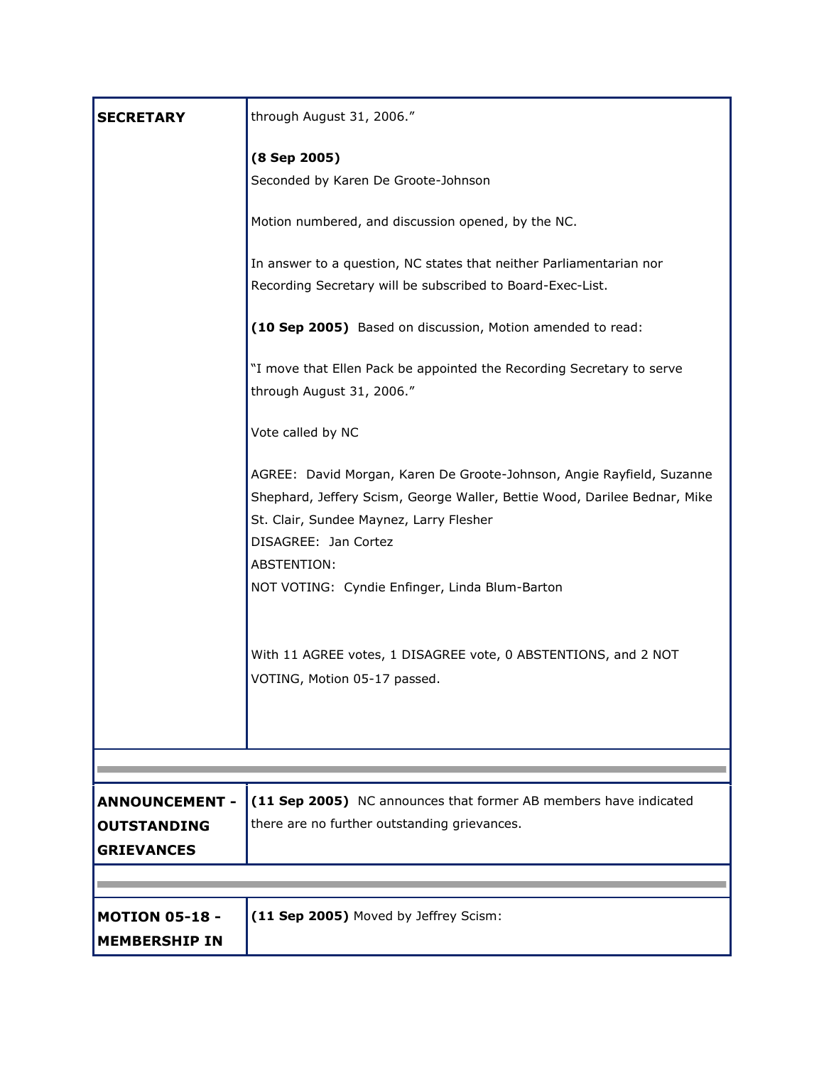| | |
|---|---|
| **SECRETARY** | through August 31, 2006."<br><br>**(8 Sep 2005)**<br>Seconded by Karen De Groote-Johnson<br><br>Motion numbered, and discussion opened, by the NC.<br><br>In answer to a question, NC states that neither Parliamentarian nor Recording Secretary will be subscribed to Board-Exec-List.<br><br>**(10 Sep 2005)** Based on discussion, Motion amended to read:<br><br>"I move that Ellen Pack be appointed the Recording Secretary to serve through August 31, 2006."<br><br>Vote called by NC<br><br>AGREE: David Morgan, Karen De Groote-Johnson, Angie Rayfield, Suzanne Shephard, Jeffery Scism, George Waller, Bettie Wood, Darilee Bednar, Mike St. Clair, Sundee Maynez, Larry Flesher<br>DISAGREE: Jan Cortez<br>ABSTENTION:<br>NOT VOTING: Cyndie Enfinger, Linda Blum-Barton<br><br>With 11 AGREE votes, 1 DISAGREE vote, 0 ABSTENTIONS, and 2 NOT VOTING, Motion 05-17 passed. |
| | |
| **ANNOUNCEMENT - OUTSTANDING GRIEVANCES** | **(11 Sep 2005)** NC announces that former AB members have indicated there are no further outstanding grievances. |
| | |
| **MOTION 05-18 - MEMBERSHIP IN** | **(11 Sep 2005)** Moved by Jeffrey Scism: |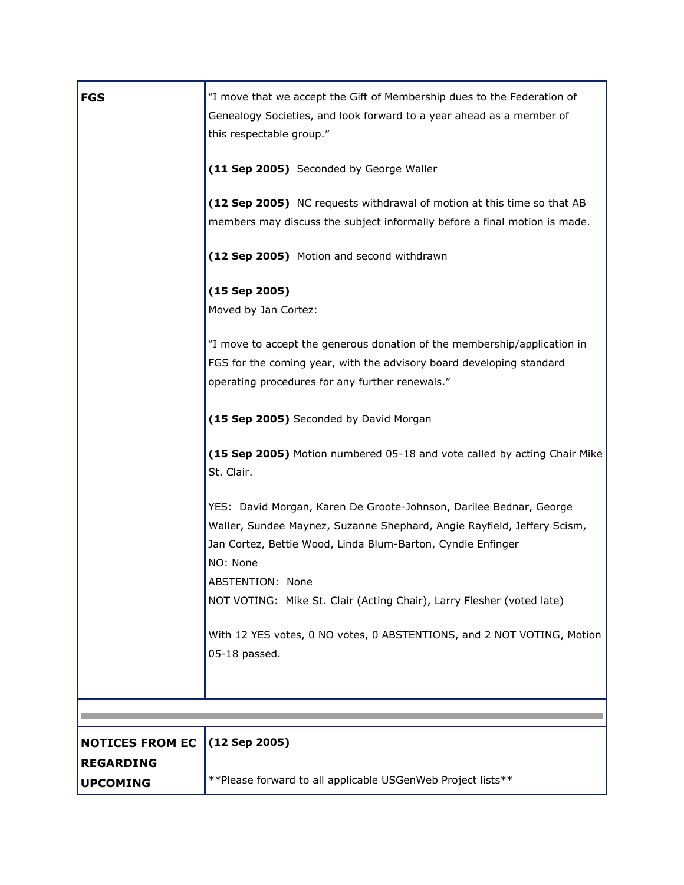| | |
|---|---|
| **FGS** | "I move that we accept the Gift of Membership dues to the Federation of Genealogy Societies, and look forward to a year ahead as a member of this respectable group."<br><br>**(11 Sep 2005)** Seconded by George Waller<br><br>**(12 Sep 2005)** NC requests withdrawal of motion at this time so that AB members may discuss the subject informally before a final motion is made.<br><br>**(12 Sep 2005)** Motion and second withdrawn<br><br>**(15 Sep 2005)**<br>Moved by Jan Cortez:<br><br>"I move to accept the generous donation of the membership/application in FGS for the coming year, with the advisory board developing standard operating procedures for any further renewals."<br><br>**(15 Sep 2005)** Seconded by David Morgan<br><br>**(15 Sep 2005)** Motion numbered 05-18 and vote called by acting Chair Mike St. Clair.<br><br>YES: David Morgan, Karen De Groote-Johnson, Darilee Bednar, George Waller, Sundee Maynez, Suzanne Shephard, Angie Rayfield, Jeffery Scism, Jan Cortez, Bettie Wood, Linda Blum-Barton, Cyndie Enfinger<br>NO: None<br>ABSTENTION: None<br>NOT VOTING: Mike St. Clair (Acting Chair), Larry Flesher (voted late)<br><br>With 12 YES votes, 0 NO votes, 0 ABSTENTIONS, and 2 NOT VOTING, Motion 05-18 passed. |
| | |
| **NOTICES FROM EC REGARDING UPCOMING** | **(12 Sep 2005)**<br><br>**Please forward to all applicable USGenWeb Project lists** |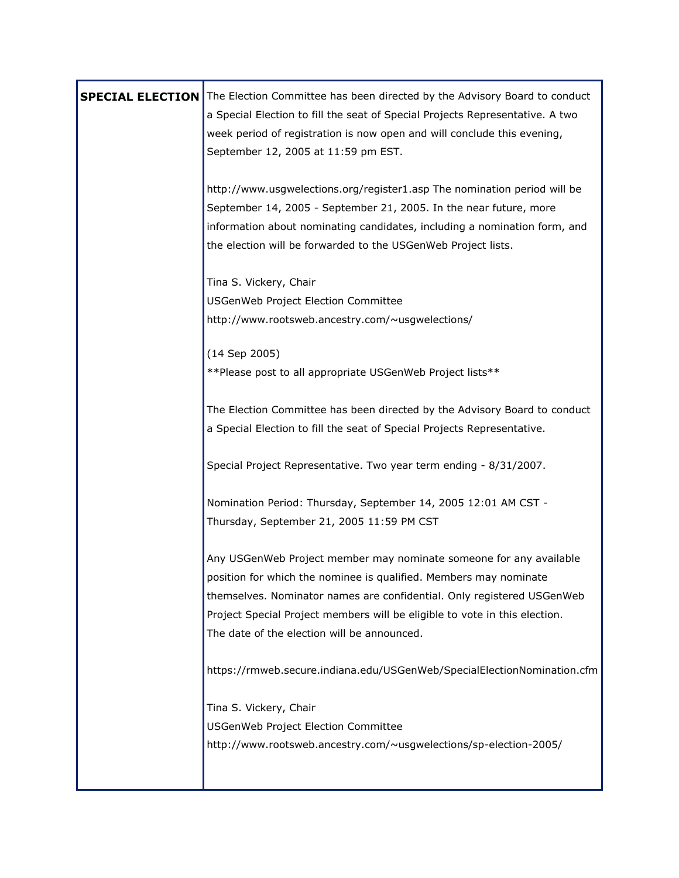| **SPECIAL ELECTION** | The Election Committee has been directed by the Advisory Board to conduct a Special Election to fill the seat of Special Projects Representative. A two week period of registration is now open and will conclude this evening, September 12, 2005 at 11:59 pm EST.<br><br>http://www.usgwelections.org/register1.asp The nomination period will be September 14, 2005 - September 21, 2005. In the near future, more information about nominating candidates, including a nomination form, and the election will be forwarded to the USGenWeb Project lists.<br><br>Tina S. Vickery, Chair<br>USGenWeb Project Election Committee<br>http://www.rootsweb.ancestry.com/~usgwelections/<br><br>(14 Sep 2005)<br>**Please post to all appropriate USGenWeb Project lists**<br><br>The Election Committee has been directed by the Advisory Board to conduct a Special Election to fill the seat of Special Projects Representative.<br><br>Special Project Representative. Two year term ending - 8/31/2007.<br><br>Nomination Period: Thursday, September 14, 2005 12:01 AM CST - Thursday, September 21, 2005 11:59 PM CST<br><br>Any USGenWeb Project member may nominate someone for any available position for which the nominee is qualified. Members may nominate themselves. Nominator names are confidential. Only registered USGenWeb Project Special Project members will be eligible to vote in this election. The date of the election will be announced.<br><br>https://rmweb.secure.indiana.edu/USGenWeb/SpecialElectionNomination.cfm<br><br>Tina S. Vickery, Chair<br>USGenWeb Project Election Committee<br>http://www.rootsweb.ancestry.com/~usgwelections/sp-election-2005/ |
|---|---|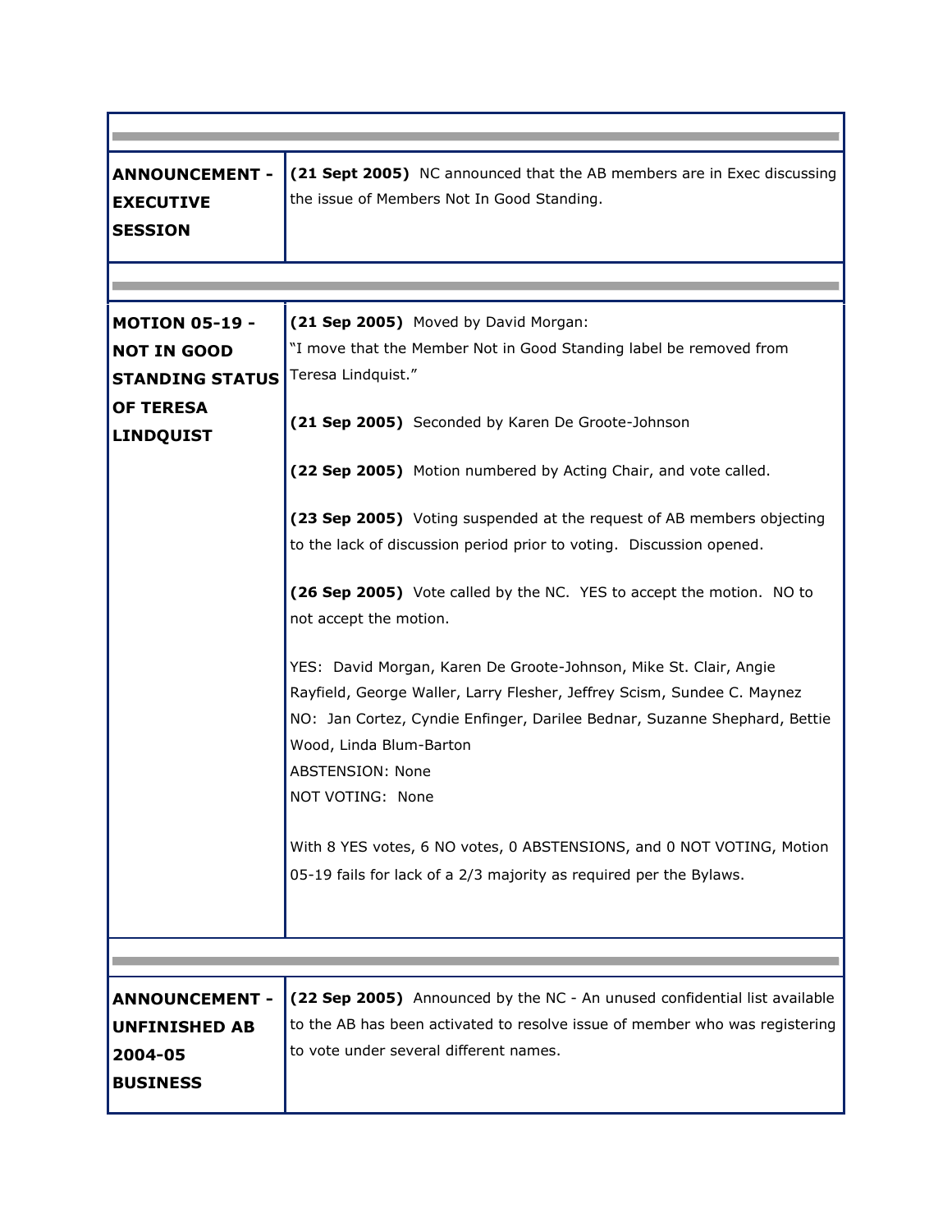| | |
|---|---|
| **ANNOUNCEMENT - EXECUTIVE SESSION** | **(21 Sept 2005)** NC announced that the AB members are in Exec discussing the issue of Members Not In Good Standing. |
| **MOTION 05-19 - NOT IN GOOD STANDING STATUS OF TERESA LINDQUIST** | **(21 Sep 2005)** Moved by David Morgan:<br>"I move that the Member Not in Good Standing label be removed from Teresa Lindquist."<br><br>**(21 Sep 2005)** Seconded by Karen De Groote-Johnson<br><br>**(22 Sep 2005)** Motion numbered by Acting Chair, and vote called.<br><br>**(23 Sep 2005)** Voting suspended at the request of AB members objecting to the lack of discussion period prior to voting. Discussion opened.<br><br>**(26 Sep 2005)** Vote called by the NC. YES to accept the motion. NO to not accept the motion.<br><br>YES: David Morgan, Karen De Groote-Johnson, Mike St. Clair, Angie Rayfield, George Waller, Larry Flesher, Jeffrey Scism, Sundee C. Maynez<br>NO: Jan Cortez, Cyndie Enfinger, Darilee Bednar, Suzanne Shephard, Bettie Wood, Linda Blum-Barton<br>ABSTENSION: None<br>NOT VOTING: None<br><br>With 8 YES votes, 6 NO votes, 0 ABSTENSIONS, and 0 NOT VOTING, Motion 05-19 fails for lack of a 2/3 majority as required per the Bylaws. |
| **ANNOUNCEMENT - UNFINISHED AB 2004-05 BUSINESS** | **(22 Sep 2005)** Announced by the NC - An unused confidential list available to the AB has been activated to resolve issue of member who was registering to vote under several different names. |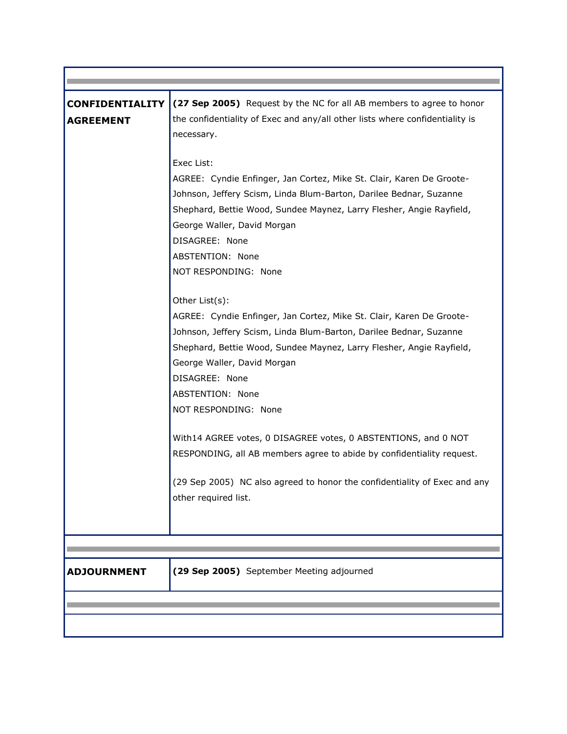| | |
|---|---|
| **CONFIDENTIALITY AGREEMENT** | **(27 Sep 2005)** Request by the NC for all AB members to agree to honor the confidentiality of Exec and any/all other lists where confidentiality is necessary.<br><br>Exec List:<br>AGREE: Cyndie Enfinger, Jan Cortez, Mike St. Clair, Karen De Groote-Johnson, Jeffery Scism, Linda Blum-Barton, Darilee Bednar, Suzanne Shephard, Bettie Wood, Sundee Maynez, Larry Flesher, Angie Rayfield, George Waller, David Morgan<br>DISAGREE: None<br>ABSTENTION: None<br>NOT RESPONDING: None<br><br>Other List(s):<br>AGREE: Cyndie Enfinger, Jan Cortez, Mike St. Clair, Karen De Groote-Johnson, Jeffery Scism, Linda Blum-Barton, Darilee Bednar, Suzanne Shephard, Bettie Wood, Sundee Maynez, Larry Flesher, Angie Rayfield, George Waller, David Morgan<br>DISAGREE: None<br>ABSTENTION: None<br>NOT RESPONDING: None<br><br>With14 AGREE votes, 0 DISAGREE votes, 0 ABSTENTIONS, and 0 NOT RESPONDING, all AB members agree to abide by confidentiality request.<br><br>(29 Sep 2005) NC also agreed to honor the confidentiality of Exec and any other required list. |
| **ADJOURNMENT** | **(29 Sep 2005)** September Meeting adjourned |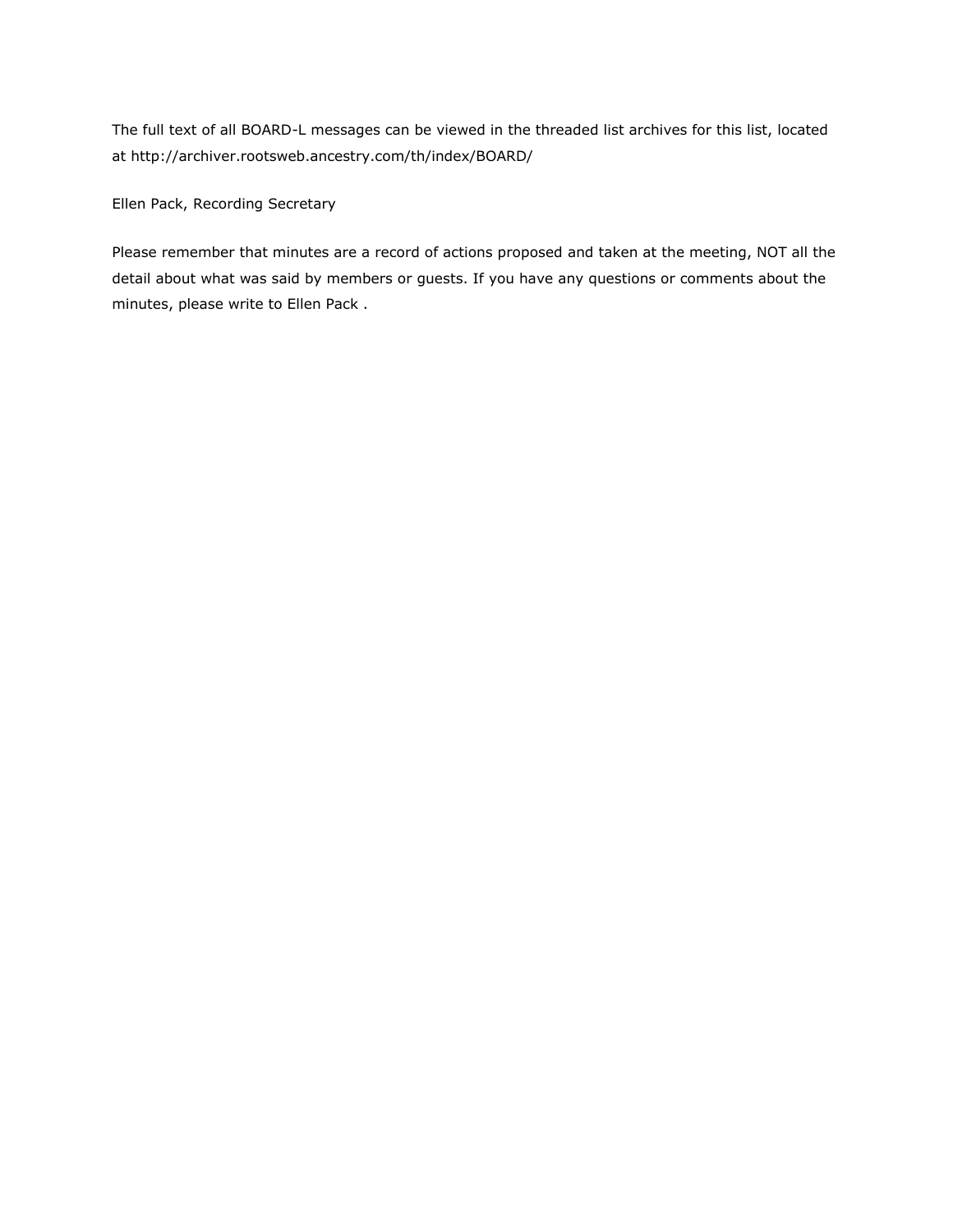The full text of all BOARD-L messages can be viewed in the threaded list archives for this list, located at http://archiver.rootsweb.ancestry.com/th/index/BOARD/

Ellen Pack, Recording Secretary

Please remember that minutes are a record of actions proposed and taken at the meeting, NOT all the detail about what was said by members or guests. If you have any questions or comments about the minutes, please write to Ellen Pack .